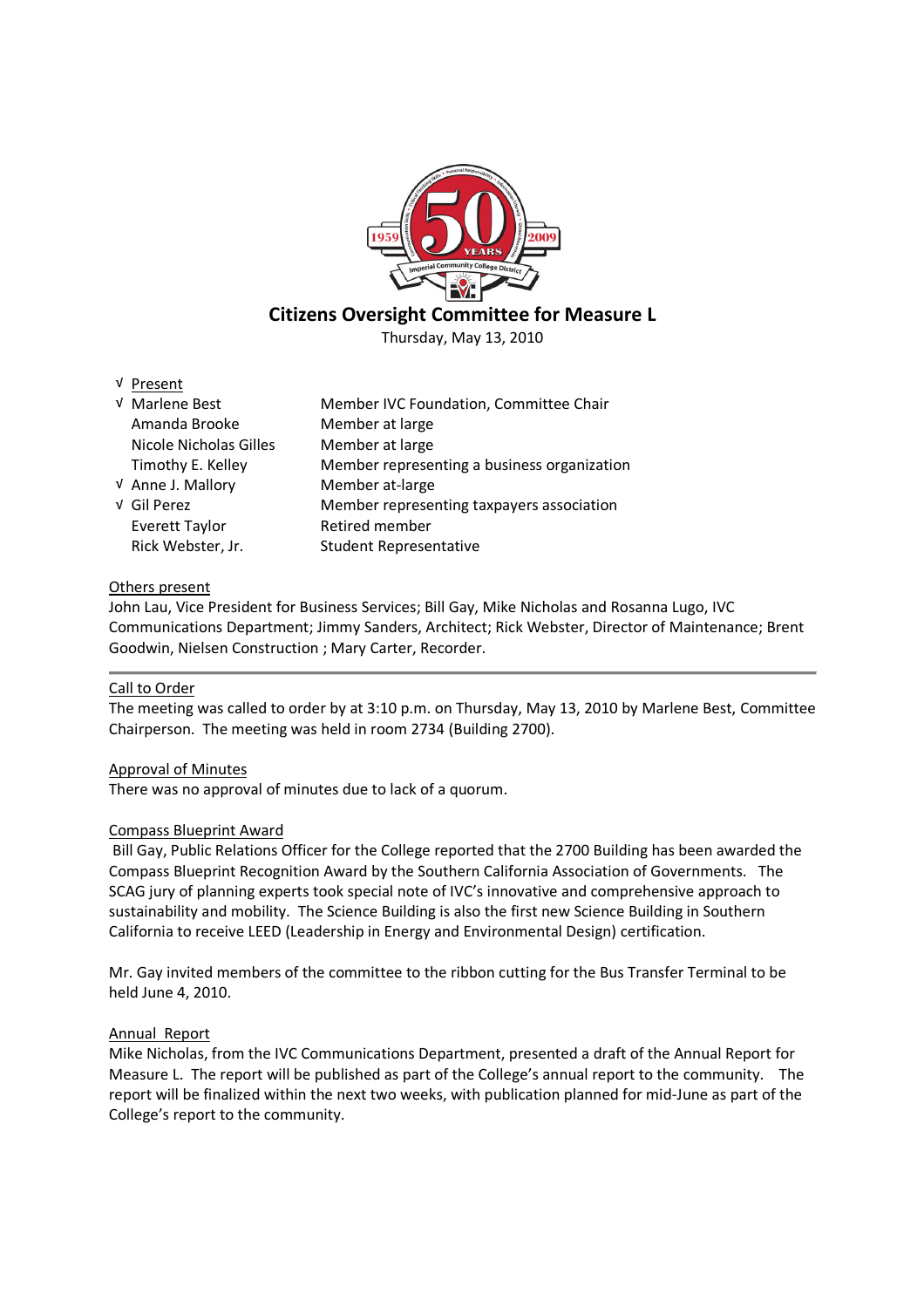# Citizens Oversight Committee for Measure L

Thursday, May 13, 2010

| √ Present | |
|---|---|
| √ Marlene Best | Member IVC Foundation, Committee Chair |
| Amanda Brooke | Member at large |
| Nicole Nicholas Gilles | Member at large |
| Timothy E. Kelley | Member representing a business organization |
| √ Anne J. Mallory | Member at-large |
| √ Gil Perez | Member representing taxpayers association |
| Everett Taylor | Retired member |
| Rick Webster, Jr. | Student Representative |

Others present

John Lau, Vice President for Business Services; Bill Gay, Mike Nicholas and Rosanna Lugo, IVC Communications Department; Jimmy Sanders, Architect; Rick Webster, Director of Maintenance; Brent Goodwin, Nielsen Construction ; Mary Carter, Recorder.

---

Call to Order

The meeting was called to order by at 3:10 p.m. on Thursday, May 13, 2010 by Marlene Best, Committee Chairperson. The meeting was held in room 2734 (Building 2700).

Approval of Minutes

There was no approval of minutes due to lack of a quorum.

Compass Blueprint Award

Bill Gay, Public Relations Officer for the College reported that the 2700 Building has been awarded the Compass Blueprint Recognition Award by the Southern California Association of Governments. The SCAG jury of planning experts took special note of IVC's innovative and comprehensive approach to sustainability and mobility. The Science Building is also the first new Science Building in Southern California to receive LEED (Leadership in Energy and Environmental Design) certification.

Mr. Gay invited members of the committee to the ribbon cutting for the Bus Transfer Terminal to be held June 4, 2010.

Annual Report

Mike Nicholas, from the IVC Communications Department, presented a draft of the Annual Report for Measure L. The report will be published as part of the College's annual report to the community. The report will be finalized within the next two weeks, with publication planned for mid-June as part of the College's report to the community.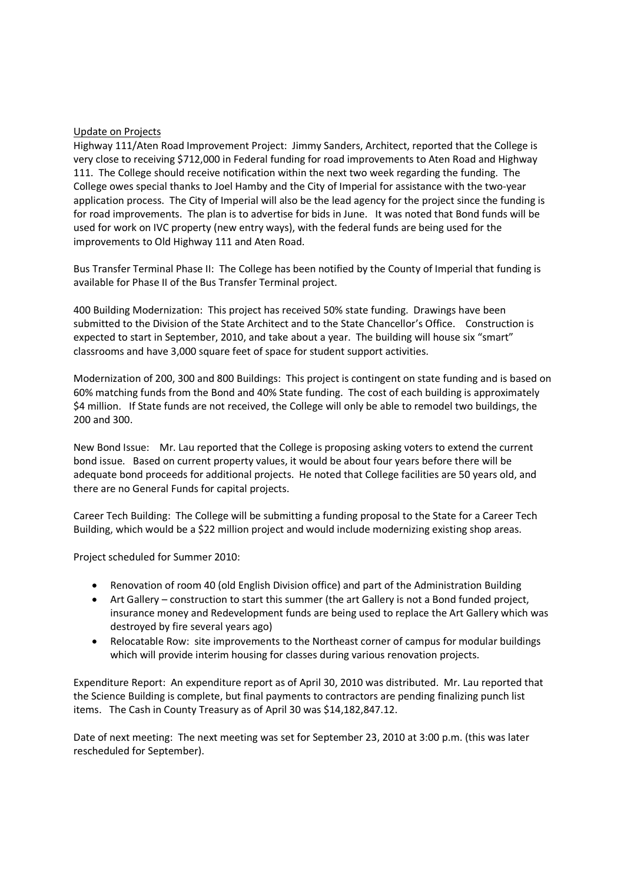Update on Projects

Highway 111/Aten Road Improvement Project: Jimmy Sanders, Architect, reported that the College is very close to receiving $712,000 in Federal funding for road improvements to Aten Road and Highway 111. The College should receive notification within the next two week regarding the funding. The College owes special thanks to Joel Hamby and the City of Imperial for assistance with the two-year application process. The City of Imperial will also be the lead agency for the project since the funding is for road improvements. The plan is to advertise for bids in June. It was noted that Bond funds will be used for work on IVC property (new entry ways), with the federal funds are being used for the improvements to Old Highway 111 and Aten Road.

Bus Transfer Terminal Phase II: The College has been notified by the County of Imperial that funding is available for Phase II of the Bus Transfer Terminal project.

400 Building Modernization: This project has received 50% state funding. Drawings have been submitted to the Division of the State Architect and to the State Chancellor's Office. Construction is expected to start in September, 2010, and take about a year. The building will house six "smart" classrooms and have 3,000 square feet of space for student support activities.

Modernization of 200, 300 and 800 Buildings: This project is contingent on state funding and is based on 60% matching funds from the Bond and 40% State funding. The cost of each building is approximately $4 million. If State funds are not received, the College will only be able to remodel two buildings, the 200 and 300.

New Bond Issue: Mr. Lau reported that the College is proposing asking voters to extend the current bond issue. Based on current property values, it would be about four years before there will be adequate bond proceeds for additional projects. He noted that College facilities are 50 years old, and there are no General Funds for capital projects.

Career Tech Building: The College will be submitting a funding proposal to the State for a Career Tech Building, which would be a $22 million project and would include modernizing existing shop areas.

Project scheduled for Summer 2010:

- Renovation of room 40 (old English Division office) and part of the Administration Building
- Art Gallery – construction to start this summer (the art Gallery is not a Bond funded project, insurance money and Redevelopment funds are being used to replace the Art Gallery which was destroyed by fire several years ago)
- Relocatable Row: site improvements to the Northeast corner of campus for modular buildings which will provide interim housing for classes during various renovation projects.

Expenditure Report: An expenditure report as of April 30, 2010 was distributed. Mr. Lau reported that the Science Building is complete, but final payments to contractors are pending finalizing punch list items. The Cash in County Treasury as of April 30 was $14,182,847.12.

Date of next meeting: The next meeting was set for September 23, 2010 at 3:00 p.m. (this was later rescheduled for September).